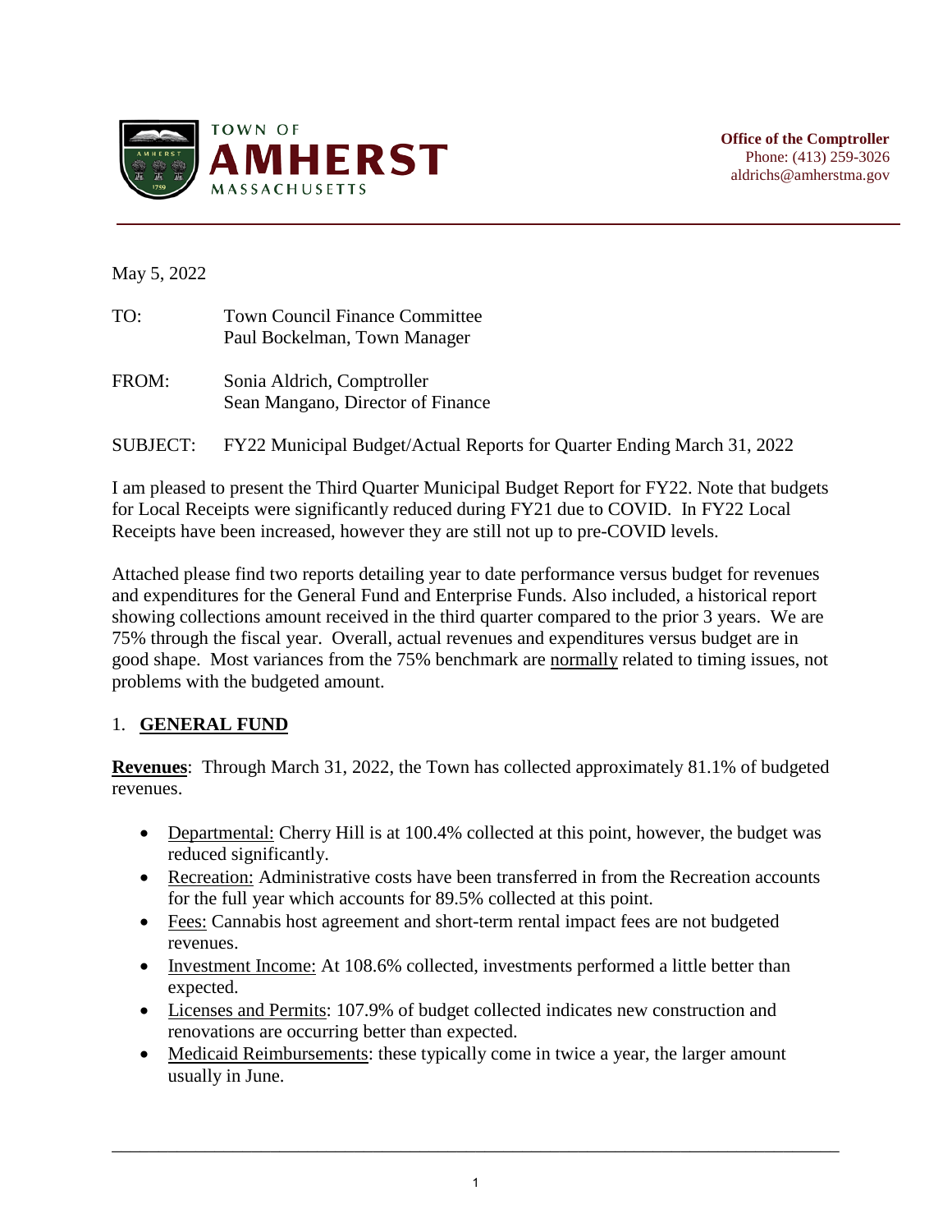**TOWN OF AMHERST MASSACHUSETTS**

**Office of the Comptroller**
Phone: (413) 259-3026
aldrichs@amherstma.gov

May 5, 2022

TO: Town Council Finance Committee
Paul Bockelman, Town Manager

FROM: Sonia Aldrich, Comptroller
Sean Mangano, Director of Finance

SUBJECT: FY22 Municipal Budget/Actual Reports for Quarter Ending March 31, 2022

I am pleased to present the Third Quarter Municipal Budget Report for FY22. Note that budgets for Local Receipts were significantly reduced during FY21 due to COVID. In FY22 Local Receipts have been increased, however they are still not up to pre-COVID levels.

Attached please find two reports detailing year to date performance versus budget for revenues and expenditures for the General Fund and Enterprise Funds. Also included, a historical report showing collections amount received in the third quarter compared to the prior 3 years. We are 75% through the fiscal year. Overall, actual revenues and expenditures versus budget are in good shape. Most variances from the 75% benchmark are <u>normally</u> related to timing issues, not problems with the budgeted amount.

## 1. GENERAL FUND

**<u>Revenues</u>**: Through March 31, 2022, the Town has collected approximately 81.1% of budgeted revenues.

- <u>Departmental:</u> Cherry Hill is at 100.4% collected at this point, however, the budget was reduced significantly.
- <u>Recreation:</u> Administrative costs have been transferred in from the Recreation accounts for the full year which accounts for 89.5% collected at this point.
- <u>Fees:</u> Cannabis host agreement and short-term rental impact fees are not budgeted revenues.
- <u>Investment Income:</u> At 108.6% collected, investments performed a little better than expected.
- <u>Licenses and Permits</u>: 107.9% of budget collected indicates new construction and renovations are occurring better than expected.
- <u>Medicaid Reimbursements</u>: these typically come in twice a year, the larger amount usually in June.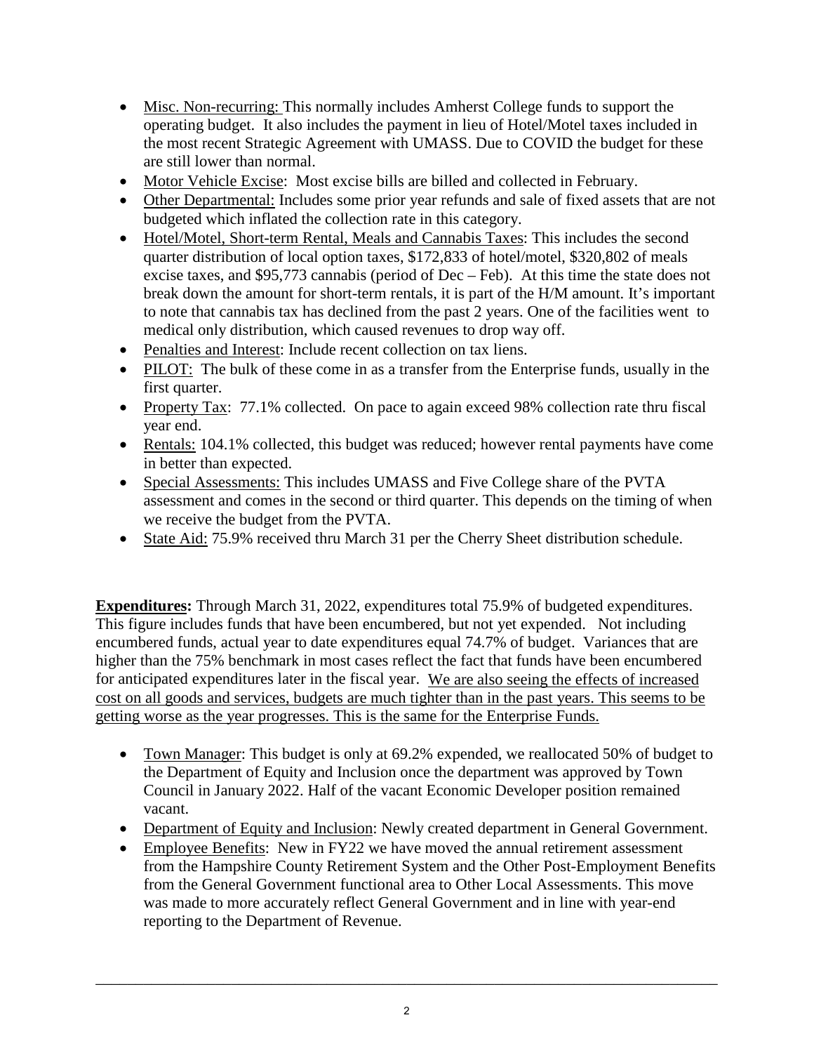- Misc. Non-recurring: This normally includes Amherst College funds to support the operating budget. It also includes the payment in lieu of Hotel/Motel taxes included in the most recent Strategic Agreement with UMASS. Due to COVID the budget for these are still lower than normal.
- Motor Vehicle Excise: Most excise bills are billed and collected in February.
- Other Departmental: Includes some prior year refunds and sale of fixed assets that are not budgeted which inflated the collection rate in this category.
- Hotel/Motel, Short-term Rental, Meals and Cannabis Taxes: This includes the second quarter distribution of local option taxes, $172,833 of hotel/motel, $320,802 of meals excise taxes, and $95,773 cannabis (period of Dec – Feb). At this time the state does not break down the amount for short-term rentals, it is part of the H/M amount. It's important to note that cannabis tax has declined from the past 2 years. One of the facilities went to medical only distribution, which caused revenues to drop way off.
- Penalties and Interest: Include recent collection on tax liens.
- PILOT: The bulk of these come in as a transfer from the Enterprise funds, usually in the first quarter.
- Property Tax: 77.1% collected. On pace to again exceed 98% collection rate thru fiscal year end.
- Rentals: 104.1% collected, this budget was reduced; however rental payments have come in better than expected.
- Special Assessments: This includes UMASS and Five College share of the PVTA assessment and comes in the second or third quarter. This depends on the timing of when we receive the budget from the PVTA.
- State Aid: 75.9% received thru March 31 per the Cherry Sheet distribution schedule.

**Expenditures:** Through March 31, 2022, expenditures total 75.9% of budgeted expenditures. This figure includes funds that have been encumbered, but not yet expended. Not including encumbered funds, actual year to date expenditures equal 74.7% of budget. Variances that are higher than the 75% benchmark in most cases reflect the fact that funds have been encumbered for anticipated expenditures later in the fiscal year. We are also seeing the effects of increased cost on all goods and services, budgets are much tighter than in the past years. This seems to be getting worse as the year progresses. This is the same for the Enterprise Funds.

- Town Manager: This budget is only at 69.2% expended, we reallocated 50% of budget to the Department of Equity and Inclusion once the department was approved by Town Council in January 2022. Half of the vacant Economic Developer position remained vacant.
- Department of Equity and Inclusion: Newly created department in General Government.
- Employee Benefits: New in FY22 we have moved the annual retirement assessment from the Hampshire County Retirement System and the Other Post-Employment Benefits from the General Government functional area to Other Local Assessments. This move was made to more accurately reflect General Government and in line with year-end reporting to the Department of Revenue.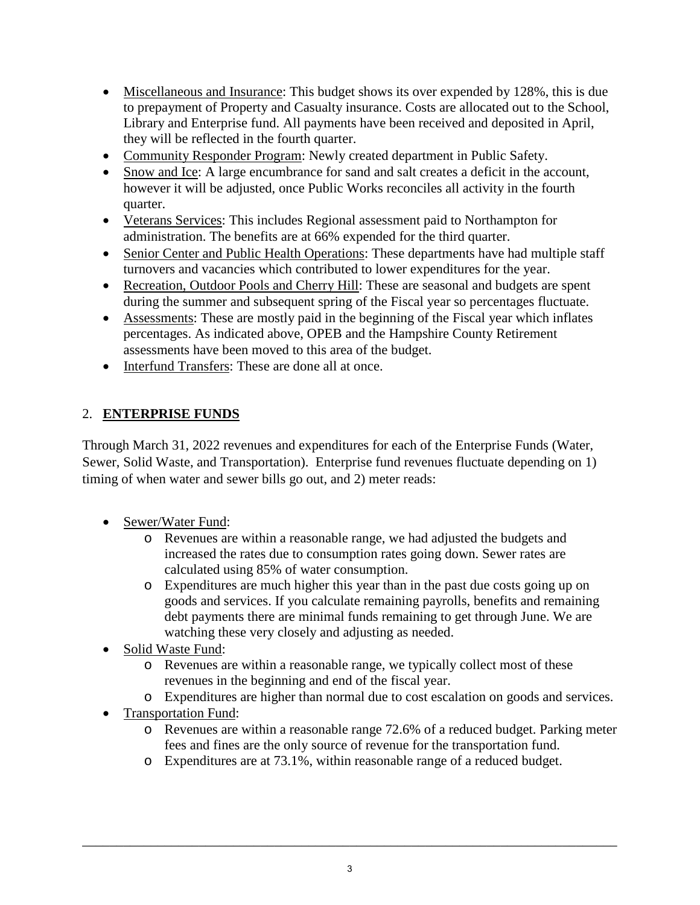- Miscellaneous and Insurance: This budget shows its over expended by 128%, this is due to prepayment of Property and Casualty insurance. Costs are allocated out to the School, Library and Enterprise fund. All payments have been received and deposited in April, they will be reflected in the fourth quarter.
- Community Responder Program: Newly created department in Public Safety.
- Snow and Ice: A large encumbrance for sand and salt creates a deficit in the account, however it will be adjusted, once Public Works reconciles all activity in the fourth quarter.
- Veterans Services: This includes Regional assessment paid to Northampton for administration. The benefits are at 66% expended for the third quarter.
- Senior Center and Public Health Operations: These departments have had multiple staff turnovers and vacancies which contributed to lower expenditures for the year.
- Recreation, Outdoor Pools and Cherry Hill: These are seasonal and budgets are spent during the summer and subsequent spring of the Fiscal year so percentages fluctuate.
- Assessments: These are mostly paid in the beginning of the Fiscal year which inflates percentages. As indicated above, OPEB and the Hampshire County Retirement assessments have been moved to this area of the budget.
- Interfund Transfers: These are done all at once.

## 2. **ENTERPRISE FUNDS**

Through March 31, 2022 revenues and expenditures for each of the Enterprise Funds (Water, Sewer, Solid Waste, and Transportation). Enterprise fund revenues fluctuate depending on 1) timing of when water and sewer bills go out, and 2) meter reads:

- Sewer/Water Fund:
  - Revenues are within a reasonable range, we had adjusted the budgets and increased the rates due to consumption rates going down. Sewer rates are calculated using 85% of water consumption.
  - Expenditures are much higher this year than in the past due costs going up on goods and services. If you calculate remaining payrolls, benefits and remaining debt payments there are minimal funds remaining to get through June. We are watching these very closely and adjusting as needed.
- Solid Waste Fund:
  - Revenues are within a reasonable range, we typically collect most of these revenues in the beginning and end of the fiscal year.
  - Expenditures are higher than normal due to cost escalation on goods and services.
- Transportation Fund:
  - Revenues are within a reasonable range 72.6% of a reduced budget. Parking meter fees and fines are the only source of revenue for the transportation fund.
  - Expenditures are at 73.1%, within reasonable range of a reduced budget.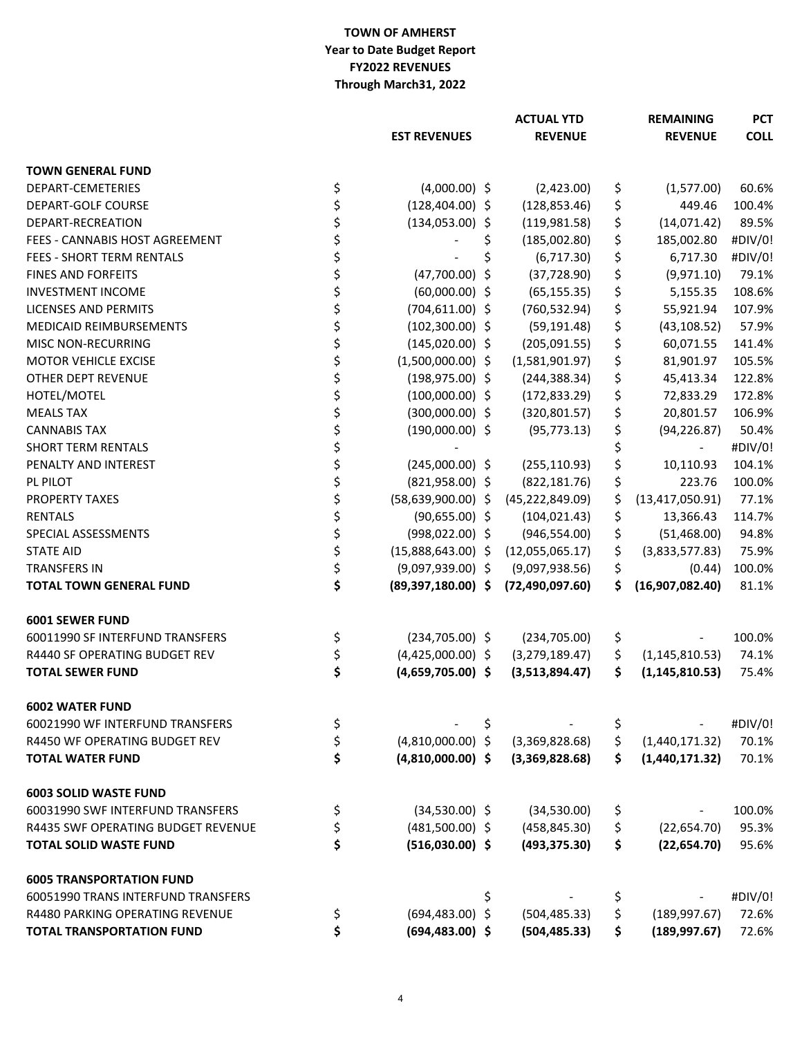**TOWN OF AMHERST**
**Year to Date Budget Report**
**FY2022 REVENUES**
**Through March31, 2022**

| | EST REVENUES | ACTUAL YTD REVENUE | REMAINING REVENUE | PCT COLL |
|---|---|---|---|---|
| **TOWN GENERAL FUND** | | | | |
| DEPART-CEMETERIES | $ (4,000.00) | $ (2,423.00) | $ (1,577.00) | 60.6% |
| DEPART-GOLF COURSE | $ (128,404.00) | $ (128,853.46) | $ 449.46 | 100.4% |
| DEPART-RECREATION | $ (134,053.00) | $ (119,981.58) | $ (14,071.42) | 89.5% |
| FEES - CANNABIS HOST AGREEMENT | $ - | $ (185,002.80) | $ 185,002.80 | #DIV/0! |
| FEES - SHORT TERM RENTALS | $ - | $ (6,717.30) | $ 6,717.30 | #DIV/0! |
| FINES AND FORFEITS | $ (47,700.00) | $ (37,728.90) | $ (9,971.10) | 79.1% |
| INVESTMENT INCOME | $ (60,000.00) | $ (65,155.35) | $ 5,155.35 | 108.6% |
| LICENSES AND PERMITS | $ (704,611.00) | $ (760,532.94) | $ 55,921.94 | 107.9% |
| MEDICAID REIMBURSEMENTS | $ (102,300.00) | $ (59,191.48) | $ (43,108.52) | 57.9% |
| MISC NON-RECURRING | $ (145,020.00) | $ (205,091.55) | $ 60,071.55 | 141.4% |
| MOTOR VEHICLE EXCISE | $ (1,500,000.00) | $ (1,581,901.97) | $ 81,901.97 | 105.5% |
| OTHER DEPT REVENUE | $ (198,975.00) | $ (244,388.34) | $ 45,413.34 | 122.8% |
| HOTEL/MOTEL | $ (100,000.00) | $ (172,833.29) | $ 72,833.29 | 172.8% |
| MEALS TAX | $ (300,000.00) | $ (320,801.57) | $ 20,801.57 | 106.9% |
| CANNABIS TAX | $ (190,000.00) | $ (95,773.13) | $ (94,226.87) | 50.4% |
| SHORT TERM RENTALS | $ - | | $ - | #DIV/0! |
| PENALTY AND INTEREST | $ (245,000.00) | $ (255,110.93) | $ 10,110.93 | 104.1% |
| PL PILOT | $ (821,958.00) | $ (822,181.76) | $ 223.76 | 100.0% |
| PROPERTY TAXES | $ (58,639,900.00) | $ (45,222,849.09) | $ (13,417,050.91) | 77.1% |
| RENTALS | $ (90,655.00) | $ (104,021.43) | $ 13,366.43 | 114.7% |
| SPECIAL ASSESSMENTS | $ (998,022.00) | $ (946,554.00) | $ (51,468.00) | 94.8% |
| STATE AID | $ (15,888,643.00) | $ (12,055,065.17) | $ (3,833,577.83) | 75.9% |
| TRANSFERS IN | $ (9,097,939.00) | $ (9,097,938.56) | $ (0.44) | 100.0% |
| **TOTAL TOWN GENERAL FUND** | **$ (89,397,180.00)** | **$ (72,490,097.60)** | **$ (16,907,082.40)** | 81.1% |
| **6001 SEWER FUND** | | | | |
| 60011990 SF INTERFUND TRANSFERS | $ (234,705.00) | $ (234,705.00) | $ - | 100.0% |
| R4440 SF OPERATING BUDGET REV | $ (4,425,000.00) | $ (3,279,189.47) | $ (1,145,810.53) | 74.1% |
| **TOTAL SEWER FUND** | **$ (4,659,705.00)** | **$ (3,513,894.47)** | **$ (1,145,810.53)** | 75.4% |
| **6002 WATER FUND** | | | | |
| 60021990 WF INTERFUND TRANSFERS | $ - | $ - | $ - | #DIV/0! |
| R4450 WF OPERATING BUDGET REV | $ (4,810,000.00) | $ (3,369,828.68) | $ (1,440,171.32) | 70.1% |
| **TOTAL WATER FUND** | **$ (4,810,000.00)** | **$ (3,369,828.68)** | **$ (1,440,171.32)** | 70.1% |
| **6003 SOLID WASTE FUND** | | | | |
| 60031990 SWF INTERFUND TRANSFERS | $ (34,530.00) | $ (34,530.00) | $ - | 100.0% |
| R4435 SWF OPERATING BUDGET REVENUE | $ (481,500.00) | $ (458,845.30) | $ (22,654.70) | 95.3% |
| **TOTAL SOLID WASTE FUND** | **$ (516,030.00)** | **$ (493,375.30)** | **$ (22,654.70)** | 95.6% |
| **6005 TRANSPORTATION FUND** | | | | |
| 60051990 TRANS INTERFUND TRANSFERS | | $ - | $ - | #DIV/0! |
| R4480 PARKING OPERATING REVENUE | $ (694,483.00) | $ (504,485.33) | $ (189,997.67) | 72.6% |
| **TOTAL TRANSPORTATION FUND** | **$ (694,483.00)** | **$ (504,485.33)** | **$ (189,997.67)** | 72.6% |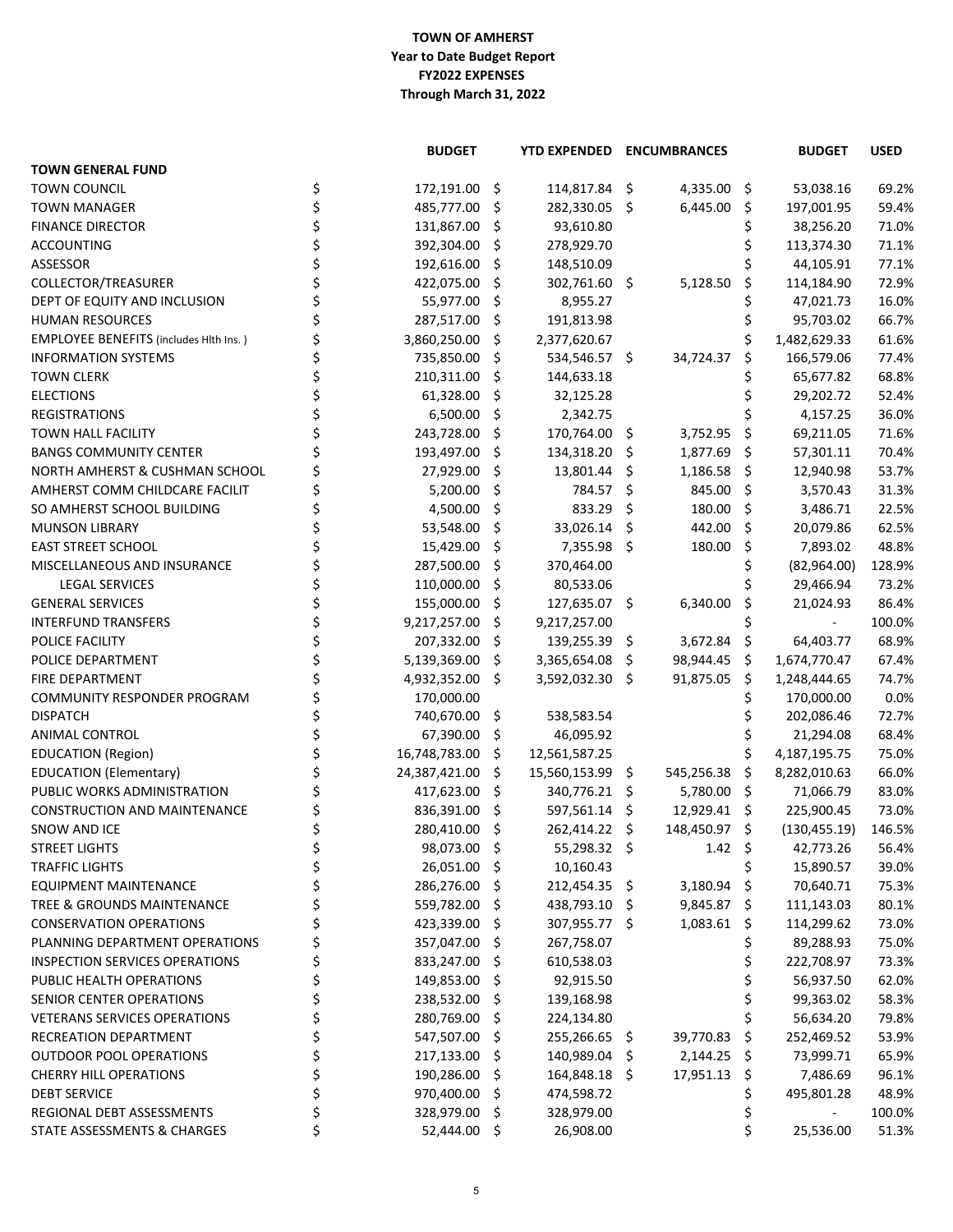**TOWN OF AMHERST**
**Year to Date Budget Report**
**FY2022 EXPENSES**
**Through March 31, 2022**

| | BUDGET | YTD EXPENDED | ENCUMBRANCES | BUDGET | USED |
|---|---|---|---|---|---|
| **TOWN GENERAL FUND** | | | | | |
| TOWN COUNCIL | $ 172,191.00 | $ 114,817.84 | $ 4,335.00 | $ 53,038.16 | 69.2% |
| TOWN MANAGER | $ 485,777.00 | $ 282,330.05 | $ 6,445.00 | $ 197,001.95 | 59.4% |
| FINANCE DIRECTOR | $ 131,867.00 | $ 93,610.80 | | $ 38,256.20 | 71.0% |
| ACCOUNTING | $ 392,304.00 | $ 278,929.70 | | $ 113,374.30 | 71.1% |
| ASSESSOR | $ 192,616.00 | $ 148,510.09 | | $ 44,105.91 | 77.1% |
| COLLECTOR/TREASURER | $ 422,075.00 | $ 302,761.60 | $ 5,128.50 | $ 114,184.90 | 72.9% |
| DEPT OF EQUITY AND INCLUSION | $ 55,977.00 | $ 8,955.27 | | $ 47,021.73 | 16.0% |
| HUMAN RESOURCES | $ 287,517.00 | $ 191,813.98 | | $ 95,703.02 | 66.7% |
| EMPLOYEE BENEFITS (includes Hlth Ins. ) | $ 3,860,250.00 | $ 2,377,620.67 | | $ 1,482,629.33 | 61.6% |
| INFORMATION SYSTEMS | $ 735,850.00 | $ 534,546.57 | $ 34,724.37 | $ 166,579.06 | 77.4% |
| TOWN CLERK | $ 210,311.00 | $ 144,633.18 | | $ 65,677.82 | 68.8% |
| ELECTIONS | $ 61,328.00 | $ 32,125.28 | | $ 29,202.72 | 52.4% |
| REGISTRATIONS | $ 6,500.00 | $ 2,342.75 | | $ 4,157.25 | 36.0% |
| TOWN HALL FACILITY | $ 243,728.00 | $ 170,764.00 | $ 3,752.95 | $ 69,211.05 | 71.6% |
| BANGS COMMUNITY CENTER | $ 193,497.00 | $ 134,318.20 | $ 1,877.69 | $ 57,301.11 | 70.4% |
| NORTH AMHERST & CUSHMAN SCHOOL | $ 27,929.00 | $ 13,801.44 | $ 1,186.58 | $ 12,940.98 | 53.7% |
| AMHERST COMM CHILDCARE FACILIT | $ 5,200.00 | $ 784.57 | $ 845.00 | $ 3,570.43 | 31.3% |
| SO AMHERST SCHOOL BUILDING | $ 4,500.00 | $ 833.29 | $ 180.00 | $ 3,486.71 | 22.5% |
| MUNSON LIBRARY | $ 53,548.00 | $ 33,026.14 | $ 442.00 | $ 20,079.86 | 62.5% |
| EAST STREET SCHOOL | $ 15,429.00 | $ 7,355.98 | $ 180.00 | $ 7,893.02 | 48.8% |
| MISCELLANEOUS AND INSURANCE | $ 287,500.00 | $ 370,464.00 | | $ (82,964.00) | 128.9% |
| LEGAL SERVICES | $ 110,000.00 | $ 80,533.06 | | $ 29,466.94 | 73.2% |
| GENERAL SERVICES | $ 155,000.00 | $ 127,635.07 | $ 6,340.00 | $ 21,024.93 | 86.4% |
| INTERFUND TRANSFERS | $ 9,217,257.00 | $ 9,217,257.00 | | $ - | 100.0% |
| POLICE FACILITY | $ 207,332.00 | $ 139,255.39 | $ 3,672.84 | $ 64,403.77 | 68.9% |
| POLICE DEPARTMENT | $ 5,139,369.00 | $ 3,365,654.08 | $ 98,944.45 | $ 1,674,770.47 | 67.4% |
| FIRE DEPARTMENT | $ 4,932,352.00 | $ 3,592,032.30 | $ 91,875.05 | $ 1,248,444.65 | 74.7% |
| COMMUNITY RESPONDER PROGRAM | $ 170,000.00 | | | $ 170,000.00 | 0.0% |
| DISPATCH | $ 740,670.00 | $ 538,583.54 | | $ 202,086.46 | 72.7% |
| ANIMAL CONTROL | $ 67,390.00 | $ 46,095.92 | | $ 21,294.08 | 68.4% |
| EDUCATION (Region) | $ 16,748,783.00 | $ 12,561,587.25 | | $ 4,187,195.75 | 75.0% |
| EDUCATION (Elementary) | $ 24,387,421.00 | $ 15,560,153.99 | $ 545,256.38 | $ 8,282,010.63 | 66.0% |
| PUBLIC WORKS ADMINISTRATION | $ 417,623.00 | $ 340,776.21 | $ 5,780.00 | $ 71,066.79 | 83.0% |
| CONSTRUCTION AND MAINTENANCE | $ 836,391.00 | $ 597,561.14 | $ 12,929.41 | $ 225,900.45 | 73.0% |
| SNOW AND ICE | $ 280,410.00 | $ 262,414.22 | $ 148,450.97 | $ (130,455.19) | 146.5% |
| STREET LIGHTS | $ 98,073.00 | $ 55,298.32 | $ 1.42 | $ 42,773.26 | 56.4% |
| TRAFFIC LIGHTS | $ 26,051.00 | $ 10,160.43 | | $ 15,890.57 | 39.0% |
| EQUIPMENT MAINTENANCE | $ 286,276.00 | $ 212,454.35 | $ 3,180.94 | $ 70,640.71 | 75.3% |
| TREE & GROUNDS MAINTENANCE | $ 559,782.00 | $ 438,793.10 | $ 9,845.87 | $ 111,143.03 | 80.1% |
| CONSERVATION OPERATIONS | $ 423,339.00 | $ 307,955.77 | $ 1,083.61 | $ 114,299.62 | 73.0% |
| PLANNING DEPARTMENT OPERATIONS | $ 357,047.00 | $ 267,758.07 | | $ 89,288.93 | 75.0% |
| INSPECTION SERVICES OPERATIONS | $ 833,247.00 | $ 610,538.03 | | $ 222,708.97 | 73.3% |
| PUBLIC HEALTH OPERATIONS | $ 149,853.00 | $ 92,915.50 | | $ 56,937.50 | 62.0% |
| SENIOR CENTER OPERATIONS | $ 238,532.00 | $ 139,168.98 | | $ 99,363.02 | 58.3% |
| VETERANS SERVICES OPERATIONS | $ 280,769.00 | $ 224,134.80 | | $ 56,634.20 | 79.8% |
| RECREATION DEPARTMENT | $ 547,507.00 | $ 255,266.65 | $ 39,770.83 | $ 252,469.52 | 53.9% |
| OUTDOOR POOL OPERATIONS | $ 217,133.00 | $ 140,989.04 | $ 2,144.25 | $ 73,999.71 | 65.9% |
| CHERRY HILL OPERATIONS | $ 190,286.00 | $ 164,848.18 | $ 17,951.13 | $ 7,486.69 | 96.1% |
| DEBT SERVICE | $ 970,400.00 | $ 474,598.72 | | $ 495,801.28 | 48.9% |
| REGIONAL DEBT ASSESSMENTS | $ 328,979.00 | $ 328,979.00 | | $ - | 100.0% |
| STATE ASSESSMENTS & CHARGES | $ 52,444.00 | $ 26,908.00 | | $ 25,536.00 | 51.3% |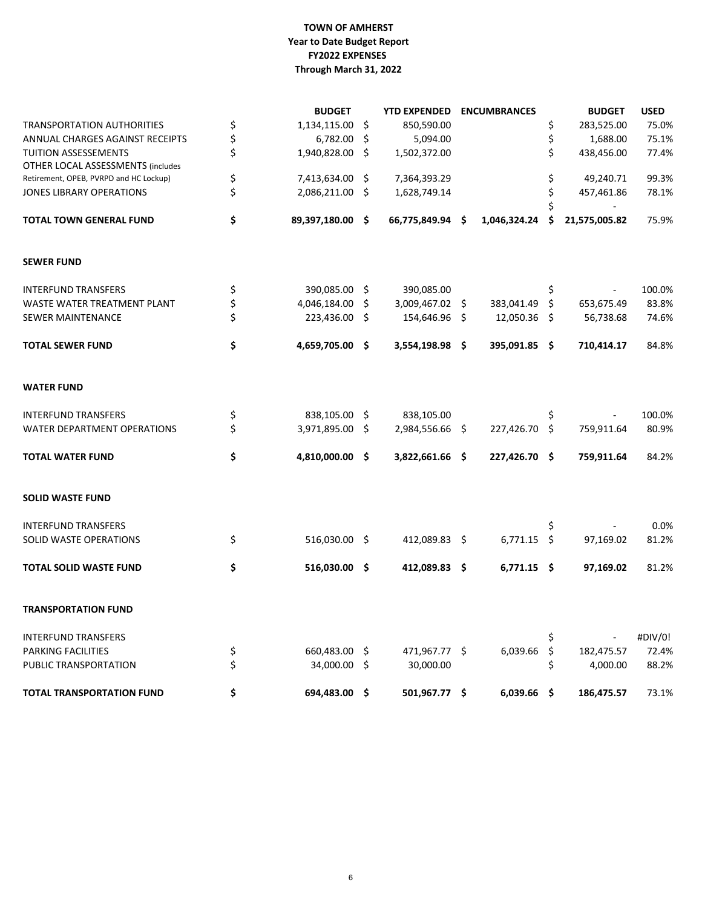**TOWN OF AMHERST**
**Year to Date Budget Report**
**FY2022 EXPENSES**
**Through March 31, 2022**

| | BUDGET | YTD EXPENDED | ENCUMBRANCES | BUDGET | USED |
|---|---|---|---|---|---|
| TRANSPORTATION AUTHORITIES | $ 1,134,115.00 | $ 850,590.00 | | $ 283,525.00 | 75.0% |
| ANNUAL CHARGES AGAINST RECEIPTS | $ 6,782.00 | $ 5,094.00 | | $ 1,688.00 | 75.1% |
| TUITION ASSESSEMENTS | $ 1,940,828.00 | $ 1,502,372.00 | | $ 438,456.00 | 77.4% |
| OTHER LOCAL ASSESSMENTS (includes Retirement, OPEB, PVRPD and HC Lockup) | $ 7,413,634.00 | $ 7,364,393.29 | | $ 49,240.71 | 99.3% |
| JONES LIBRARY OPERATIONS | $ 2,086,211.00 | $ 1,628,749.14 | | $ 457,461.86 | 78.1% |
| | | | | $ - | |
| **TOTAL TOWN GENERAL FUND** | **$ 89,397,180.00** | **$ 66,775,849.94** | **$ 1,046,324.24** | **$ 21,575,005.82** | 75.9% |
| | | | | | |
| **SEWER FUND** | | | | | |
| INTERFUND TRANSFERS | $ 390,085.00 | $ 390,085.00 | | $ - | 100.0% |
| WASTE WATER TREATMENT PLANT | $ 4,046,184.00 | $ 3,009,467.02 | $ 383,041.49 | $ 653,675.49 | 83.8% |
| SEWER MAINTENANCE | $ 223,436.00 | $ 154,646.96 | $ 12,050.36 | $ 56,738.68 | 74.6% |
| **TOTAL SEWER FUND** | **$ 4,659,705.00** | **$ 3,554,198.98** | **$ 395,091.85** | **$ 710,414.17** | 84.8% |
| | | | | | |
| **WATER FUND** | | | | | |
| INTERFUND TRANSFERS | $ 838,105.00 | $ 838,105.00 | | $ - | 100.0% |
| WATER DEPARTMENT OPERATIONS | $ 3,971,895.00 | $ 2,984,556.66 | $ 227,426.70 | $ 759,911.64 | 80.9% |
| **TOTAL WATER FUND** | **$ 4,810,000.00** | **$ 3,822,661.66** | **$ 227,426.70** | **$ 759,911.64** | 84.2% |
| | | | | | |
| **SOLID WASTE FUND** | | | | | |
| INTERFUND TRANSFERS | | | | $ - | 0.0% |
| SOLID WASTE OPERATIONS | $ 516,030.00 | $ 412,089.83 | $ 6,771.15 | $ 97,169.02 | 81.2% |
| **TOTAL SOLID WASTE FUND** | **$ 516,030.00** | **$ 412,089.83** | **$ 6,771.15** | **$ 97,169.02** | 81.2% |
| | | | | | |
| **TRANSPORTATION FUND** | | | | | |
| INTERFUND TRANSFERS | | | | $ - | #DIV/0! |
| PARKING FACILITIES | $ 660,483.00 | $ 471,967.77 | $ 6,039.66 | $ 182,475.57 | 72.4% |
| PUBLIC TRANSPORTATION | $ 34,000.00 | $ 30,000.00 | | $ 4,000.00 | 88.2% |
| **TOTAL TRANSPORTATION FUND** | **$ 694,483.00** | **$ 501,967.77** | **$ 6,039.66** | **$ 186,475.57** | 73.1% |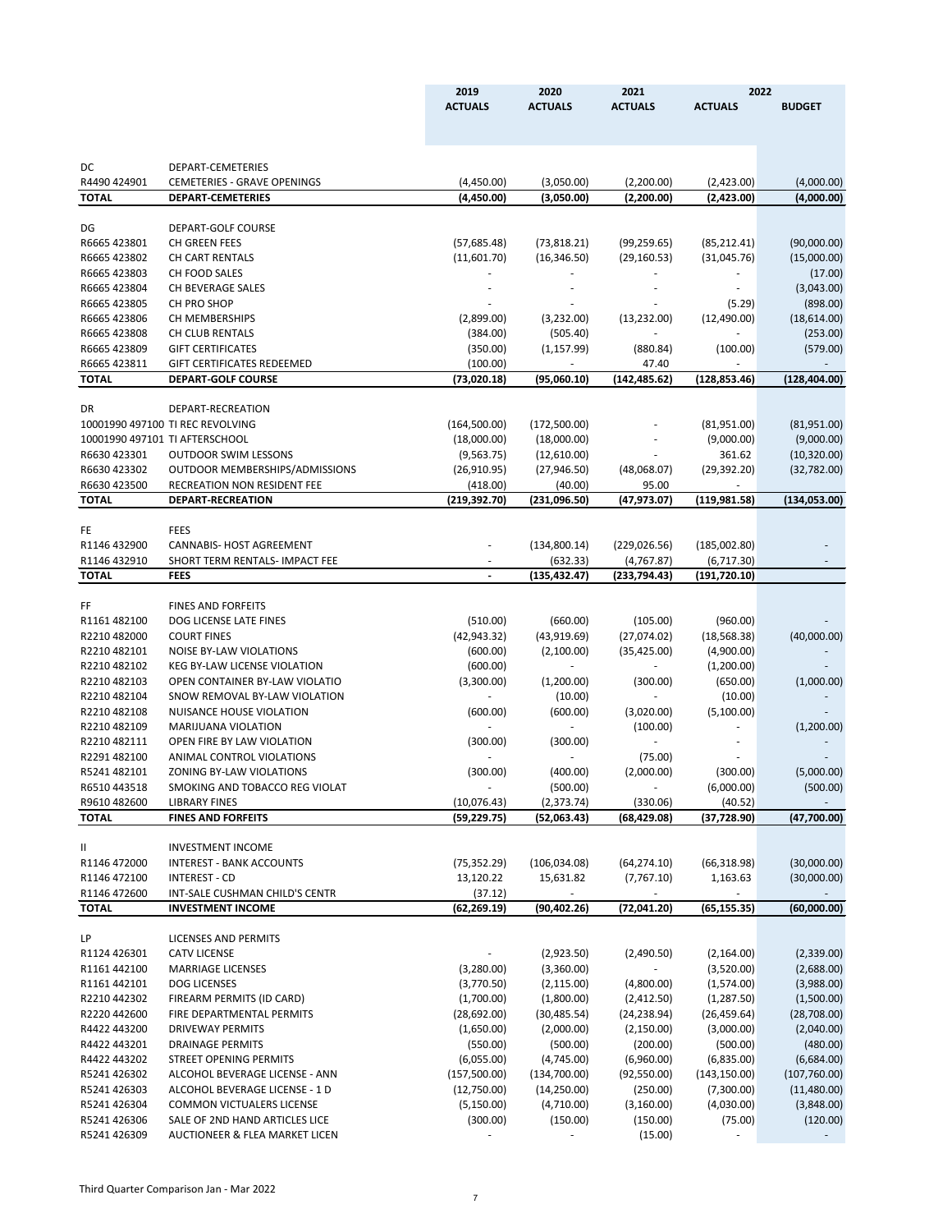| | | 2019 | 2020 | 2021 | 2022 | |
|---|---|---|---|---|---|---|
| | | ACTUALS | ACTUALS | ACTUALS | ACTUALS | BUDGET |
| DC | DEPART-CEMETERIES | | | | | |
| R4490 424901 | CEMETERIES - GRAVE OPENINGS | (4,450.00) | (3,050.00) | (2,200.00) | (2,423.00) | (4,000.00) |
| **TOTAL** | **DEPART-CEMETERIES** | **(4,450.00)** | **(3,050.00)** | **(2,200.00)** | **(2,423.00)** | **(4,000.00)** |
| DG | DEPART-GOLF COURSE | | | | | |
| R6665 423801 | CH GREEN FEES | (57,685.48) | (73,818.21) | (99,259.65) | (85,212.41) | (90,000.00) |
| R6665 423802 | CH CART RENTALS | (11,601.70) | (16,346.50) | (29,160.53) | (31,045.76) | (15,000.00) |
| R6665 423803 | CH FOOD SALES | - | - | - | - | (17.00) |
| R6665 423804 | CH BEVERAGE SALES | - | - | - | - | (3,043.00) |
| R6665 423805 | CH PRO SHOP | - | - | - | (5.29) | (898.00) |
| R6665 423806 | CH MEMBERSHIPS | (2,899.00) | (3,232.00) | (13,232.00) | (12,490.00) | (18,614.00) |
| R6665 423808 | CH CLUB RENTALS | (384.00) | (505.40) | - | - | (253.00) |
| R6665 423809 | GIFT CERTIFICATES | (350.00) | (1,157.99) | (880.84) | (100.00) | (579.00) |
| R6665 423811 | GIFT CERTIFICATES REDEEMED | (100.00) | - | 47.40 | - | - |
| **TOTAL** | **DEPART-GOLF COURSE** | **(73,020.18)** | **(95,060.10)** | **(142,485.62)** | **(128,853.46)** | **(128,404.00)** |
| DR | DEPART-RECREATION | | | | | |
| 10001990 497100 | TI REC REVOLVING | (164,500.00) | (172,500.00) | - | (81,951.00) | (81,951.00) |
| 10001990 497101 | TI AFTERSCHOOL | (18,000.00) | (18,000.00) | - | (9,000.00) | (9,000.00) |
| R6630 423301 | OUTDOOR SWIM LESSONS | (9,563.75) | (12,610.00) | - | 361.62 | (10,320.00) |
| R6630 423302 | OUTDOOR MEMBERSHIPS/ADMISSIONS | (26,910.95) | (27,946.50) | (48,068.07) | (29,392.20) | (32,782.00) |
| R6630 423500 | RECREATION NON RESIDENT FEE | (418.00) | (40.00) | 95.00 | - | |
| **TOTAL** | **DEPART-RECREATION** | **(219,392.70)** | **(231,096.50)** | **(47,973.07)** | **(119,981.58)** | **(134,053.00)** |
| FE | FEES | | | | | |
| R1146 432900 | CANNABIS- HOST AGREEMENT | - | (134,800.14) | (229,026.56) | (185,002.80) | - |
| R1146 432910 | SHORT TERM RENTALS- IMPACT FEE | - | (632.33) | (4,767.87) | (6,717.30) | - |
| **TOTAL** | **FEES** | **-** | **(135,432.47)** | **(233,794.43)** | **(191,720.10)** | |
| FF | FINES AND FORFEITS | | | | | |
| R1161 482100 | DOG LICENSE LATE FINES | (510.00) | (660.00) | (105.00) | (960.00) | - |
| R2210 482000 | COURT FINES | (42,943.32) | (43,919.69) | (27,074.02) | (18,568.38) | (40,000.00) |
| R2210 482101 | NOISE BY-LAW VIOLATIONS | (600.00) | (2,100.00) | (35,425.00) | (4,900.00) | - |
| R2210 482102 | KEG BY-LAW LICENSE VIOLATION | (600.00) | - | - | (1,200.00) | - |
| R2210 482103 | OPEN CONTAINER BY-LAW VIOLATIO | (3,300.00) | (1,200.00) | (300.00) | (650.00) | (1,000.00) |
| R2210 482104 | SNOW REMOVAL BY-LAW VIOLATION | - | (10.00) | - | (10.00) | - |
| R2210 482108 | NUISANCE HOUSE VIOLATION | (600.00) | (600.00) | (3,020.00) | (5,100.00) | - |
| R2210 482109 | MARIJUANA VIOLATION | - | - | (100.00) | - | (1,200.00) |
| R2210 482111 | OPEN FIRE BY LAW VIOLATION | (300.00) | (300.00) | - | - | - |
| R2291 482100 | ANIMAL CONTROL VIOLATIONS | - | - | (75.00) | - | - |
| R5241 482101 | ZONING BY-LAW VIOLATIONS | (300.00) | (400.00) | (2,000.00) | (300.00) | (5,000.00) |
| R6510 443518 | SMOKING AND TOBACCO REG VIOLAT | - | (500.00) | - | (6,000.00) | (500.00) |
| R9610 482600 | LIBRARY FINES | (10,076.43) | (2,373.74) | (330.06) | (40.52) | - |
| **TOTAL** | **FINES AND FORFEITS** | **(59,229.75)** | **(52,063.43)** | **(68,429.08)** | **(37,728.90)** | **(47,700.00)** |
| II | INVESTMENT INCOME | | | | | |
| R1146 472000 | INTEREST - BANK ACCOUNTS | (75,352.29) | (106,034.08) | (64,274.10) | (66,318.98) | (30,000.00) |
| R1146 472100 | INTEREST - CD | 13,120.22 | 15,631.82 | (7,767.10) | 1,163.63 | (30,000.00) |
| R1146 472600 | INT-SALE CUSHMAN CHILD'S CENTR | (37.12) | - | - | - | - |
| **TOTAL** | **INVESTMENT INCOME** | **(62,269.19)** | **(90,402.26)** | **(72,041.20)** | **(65,155.35)** | **(60,000.00)** |
| LP | LICENSES AND PERMITS | | | | | |
| R1124 426301 | CATV LICENSE | - | (2,923.50) | (2,490.50) | (2,164.00) | (2,339.00) |
| R1161 442100 | MARRIAGE LICENSES | (3,280.00) | (3,360.00) | - | (3,520.00) | (2,688.00) |
| R1161 442101 | DOG LICENSES | (3,770.50) | (2,115.00) | (4,800.00) | (1,574.00) | (3,988.00) |
| R2210 442302 | FIREARM PERMITS (ID CARD) | (1,700.00) | (1,800.00) | (2,412.50) | (1,287.50) | (1,500.00) |
| R2220 442600 | FIRE DEPARTMENTAL PERMITS | (28,692.00) | (30,485.54) | (24,238.94) | (26,459.64) | (28,708.00) |
| R4422 443200 | DRIVEWAY PERMITS | (1,650.00) | (2,000.00) | (2,150.00) | (3,000.00) | (2,040.00) |
| R4422 443201 | DRAINAGE PERMITS | (550.00) | (500.00) | (200.00) | (500.00) | (480.00) |
| R4422 443202 | STREET OPENING PERMITS | (6,055.00) | (4,745.00) | (6,960.00) | (6,835.00) | (6,684.00) |
| R5241 426302 | ALCOHOL BEVERAGE LICENSE - ANN | (157,500.00) | (134,700.00) | (92,550.00) | (143,150.00) | (107,760.00) |
| R5241 426303 | ALCOHOL BEVERAGE LICENSE - 1 D | (12,750.00) | (14,250.00) | (250.00) | (7,300.00) | (11,480.00) |
| R5241 426304 | COMMON VICTUALERS LICENSE | (5,150.00) | (4,710.00) | (3,160.00) | (4,030.00) | (3,848.00) |
| R5241 426306 | SALE OF 2ND HAND ARTICLES LICE | (300.00) | (150.00) | (150.00) | (75.00) | (120.00) |
| R5241 426309 | AUCTIONEER & FLEA MARKET LICEN | - | - | (15.00) | - | - |

Third Quarter Comparison Jan - Mar 2022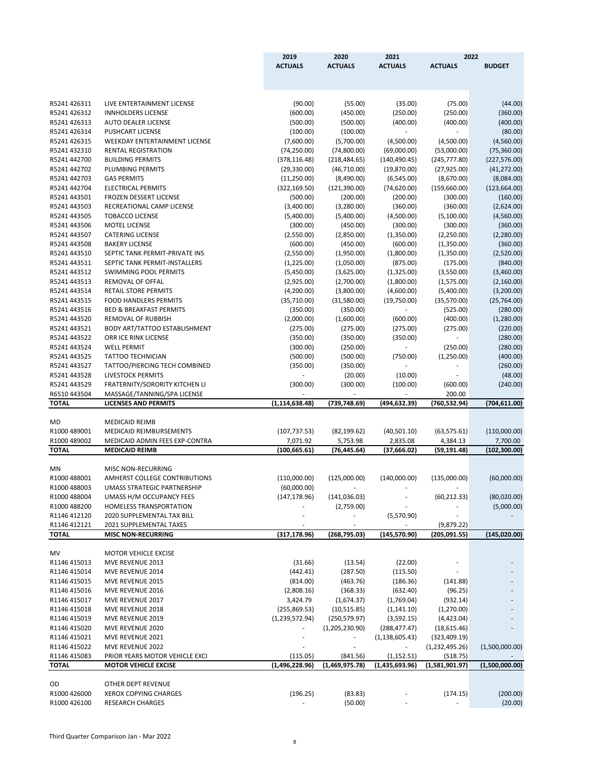| | | 2019 | 2020 | 2021 | 2022 | |
|---|---|---|---|---|---|---|
| | | ACTUALS | ACTUALS | ACTUALS | ACTUALS | BUDGET |
| R5241 426311 | LIVE ENTERTAINMENT LICENSE | (90.00) | (55.00) | (35.00) | (75.00) | (44.00) |
| R5241 426312 | INNHOLDERS LICENSE | (600.00) | (450.00) | (250.00) | (250.00) | (360.00) |
| R5241 426313 | AUTO DEALER LICENSE | (500.00) | (500.00) | (400.00) | (400.00) | (400.00) |
| R5241 426314 | PUSHCART LICENSE | (100.00) | (100.00) | - | - | (80.00) |
| R5241 426315 | WEEKDAY ENTERTAINMENT LICENSE | (7,600.00) | (5,700.00) | (4,500.00) | (4,500.00) | (4,560.00) |
| R5241 432310 | RENTAL REGISTRATION | (74,250.00) | (74,800.00) | (69,000.00) | (53,000.00) | (75,360.00) |
| R5241 442700 | BUILDING PERMITS | (378,116.48) | (218,484.65) | (140,490.45) | (245,777.80) | (227,576.00) |
| R5241 442702 | PLUMBING PERMITS | (29,330.00) | (46,710.00) | (19,870.00) | (27,925.00) | (41,272.00) |
| R5241 442703 | GAS PERMITS | (11,250.00) | (8,490.00) | (6,545.00) | (8,670.00) | (8,084.00) |
| R5241 442704 | ELECTRICAL PERMITS | (322,169.50) | (121,390.00) | (74,620.00) | (159,660.00) | (123,664.00) |
| R5241 443501 | FROZEN DESSERT LICENSE | (500.00) | (200.00) | (200.00) | (300.00) | (160.00) |
| R5241 443503 | RECREATIONAL CAMP LICENSE | (3,400.00) | (3,280.00) | (360.00) | (360.00) | (2,624.00) |
| R5241 443505 | TOBACCO LICENSE | (5,400.00) | (5,400.00) | (4,500.00) | (5,100.00) | (4,560.00) |
| R5241 443506 | MOTEL LICENSE | (300.00) | (450.00) | (300.00) | (300.00) | (360.00) |
| R5241 443507 | CATERING LICENSE | (2,550.00) | (2,850.00) | (1,350.00) | (2,250.00) | (2,280.00) |
| R5241 443508 | BAKERY LICENSE | (600.00) | (450.00) | (600.00) | (1,350.00) | (360.00) |
| R5241 443510 | SEPTIC TANK PERMIT-PRIVATE INS | (2,550.00) | (1,950.00) | (1,800.00) | (1,350.00) | (2,520.00) |
| R5241 443511 | SEPTIC TANK PERMIT-INSTALLERS | (1,225.00) | (1,050.00) | (875.00) | (175.00) | (840.00) |
| R5241 443512 | SWIMMING POOL PERMITS | (5,450.00) | (3,625.00) | (1,325.00) | (3,550.00) | (3,460.00) |
| R5241 443513 | REMOVAL OF OFFAL | (2,925.00) | (2,700.00) | (1,800.00) | (1,575.00) | (2,160.00) |
| R5241 443514 | RETAIL STORE PERMITS | (4,200.00) | (3,800.00) | (4,600.00) | (5,400.00) | (3,200.00) |
| R5241 443515 | FOOD HANDLERS PERMITS | (35,710.00) | (31,580.00) | (19,750.00) | (35,570.00) | (25,764.00) |
| R5241 443516 | BED & BREAKFAST PERMITS | (350.00) | (350.00) | - | (525.00) | (280.00) |
| R5241 443520 | REMOVAL OF RUBBISH | (2,000.00) | (1,600.00) | (600.00) | (400.00) | (1,280.00) |
| R5241 443521 | BODY ART/TATTOO ESTABLISHMENT | (275.00) | (275.00) | (275.00) | (275.00) | (220.00) |
| R5241 443522 | ORR ICE RINK LICENSE | (350.00) | (350.00) | (350.00) | - | (280.00) |
| R5241 443524 | WELL PERMIT | (300.00) | (250.00) | - | (250.00) | (280.00) |
| R5241 443525 | TATTOO TECHNICIAN | (500.00) | (500.00) | (750.00) | (1,250.00) | (400.00) |
| R5241 443527 | TATTOO/PIERCING TECH COMBINED | (350.00) | (350.00) | - | - | (260.00) |
| R5241 443528 | LIVESTOCK PERMITS | - | (20.00) | (10.00) | - | (48.00) |
| R5241 443529 | FRATERNITY/SORORITY KITCHEN LI | (300.00) | (300.00) | (100.00) | (600.00) | (240.00) |
| R6510 443504 | MASSAGE/TANNING/SPA LICENSE | - | - | - | 200.00 | |
| **TOTAL** | **LICENSES AND PERMITS** | **(1,114,638.48)** | **(739,748.69)** | **(494,632.39)** | **(760,532.94)** | **(704,611.00)** |
| | | | | | | |
| MD | MEDICAID REIMB | | | | | |
| R1000 489001 | MEDICAID REIMBURSEMENTS | (107,737.53) | (82,199.62) | (40,501.10) | (63,575.61) | (110,000.00) |
| R1000 489002 | MEDICAID ADMIN FEES EXP-CONTRA | 7,071.92 | 5,753.98 | 2,835.08 | 4,384.13 | 7,700.00 |
| **TOTAL** | **MEDICAID REIMB** | **(100,665.61)** | **(76,445.64)** | **(37,666.02)** | **(59,191.48)** | **(102,300.00)** |
| | | | | | | |
| MN | MISC NON-RECURRING | | | | | |
| R1000 488001 | AMHERST COLLEGE CONTRIBUTIONS | (110,000.00) | (125,000.00) | (140,000.00) | (135,000.00) | (60,000.00) |
| R1000 488003 | UMASS STRATEGIC PARTNERSHIP | (60,000.00) | - | - | - | |
| R1000 488004 | UMASS H/M OCCUPANCY FEES | (147,178.96) | (141,036.03) | - | (60,212.33) | (80,020.00) |
| R1000 488200 | HOMELESS TRANSPORTATION | - | (2,759.00) | - | - | (5,000.00) |
| R1146 412120 | 2020 SUPPLEMENTAL TAX BILL | - | - | (5,570.90) | - | - |
| R1146 412121 | 2021 SUPPLEMENTAL TAXES | - | - | - | (9,879.22) | |
| **TOTAL** | **MISC NON-RECURRING** | **(317,178.96)** | **(268,795.03)** | **(145,570.90)** | **(205,091.55)** | **(145,020.00)** |
| | | | | | | |
| MV | MOTOR VEHICLE EXCISE | | | | | |
| R1146 415013 | MVE REVENUE 2013 | (31.66) | (13.54) | (22.00) | - | - |
| R1146 415014 | MVE REVENUE 2014 | (442.41) | (287.50) | (115.50) | - | - |
| R1146 415015 | MVE REVENUE 2015 | (814.00) | (463.76) | (186.36) | (141.88) | - |
| R1146 415016 | MVE REVENUE 2016 | (2,808.16) | (368.33) | (632.40) | (96.25) | - |
| R1146 415017 | MVE REVENUE 2017 | 3,424.79 | (1,674.37) | (1,769.04) | (932.14) | - |
| R1146 415018 | MVE REVENUE 2018 | (255,869.53) | (10,515.85) | (1,141.10) | (1,270.00) | - |
| R1146 415019 | MVE REVENUE 2019 | (1,239,572.94) | (250,579.97) | (3,592.15) | (4,423.04) | - |
| R1146 415020 | MVE REVENUE 2020 | - | (1,205,230.90) | (288,477.47) | (18,615.46) | - |
| R1146 415021 | MVE REVENUE 2021 | - | - | (1,138,605.43) | (323,409.19) | |
| R1146 415022 | MVE REVENUE 2022 | - | - | - | (1,232,495.26) | (1,500,000.00) |
| R1146 415083 | PRIOR YEARS MOTOR VEHICLE EXCI | (115.05) | (841.56) | (1,152.51) | (518.75) | - |
| **TOTAL** | **MOTOR VEHICLE EXCISE** | **(1,496,228.96)** | **(1,469,975.78)** | **(1,435,693.96)** | **(1,581,901.97)** | **(1,500,000.00)** |
| | | | | | | |
| OD | OTHER DEPT REVENUE | | | | | |
| R1000 426000 | XEROX COPYING CHARGES | (196.25) | (83.83) | - | (174.15) | (200.00) |
| R1000 426100 | RESEARCH CHARGES | - | (50.00) | - | - | (20.00) |

Third Quarter Comparison Jan - Mar 2022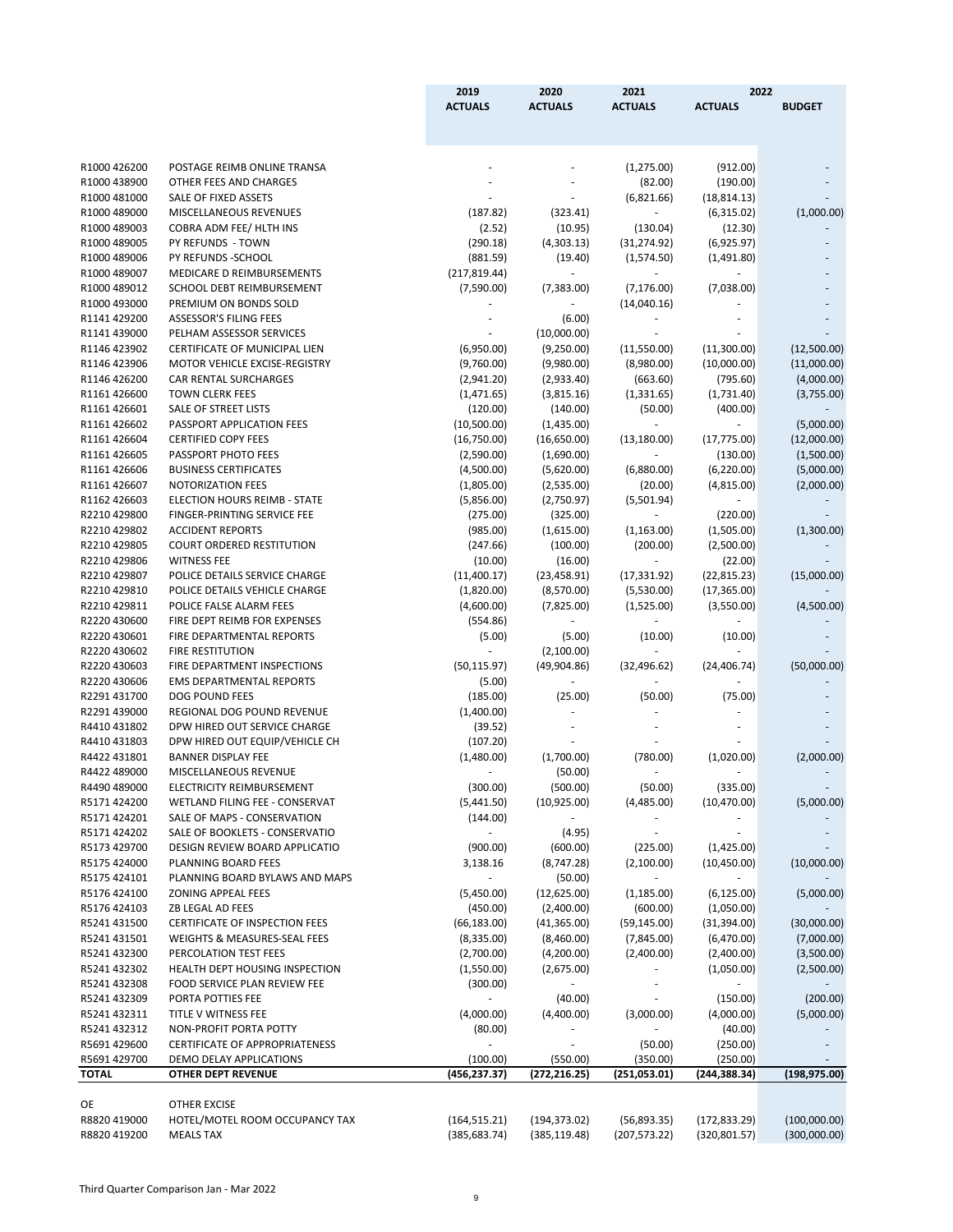| | | 2019 | 2020 | 2021 | 2022 | |
|---|---|---|---|---|---|---|
| | | ACTUALS | ACTUALS | ACTUALS | ACTUALS | BUDGET |
| R1000 426200 | POSTAGE REIMB ONLINE TRANSA | - | - | (1,275.00) | (912.00) | - |
| R1000 438900 | OTHER FEES AND CHARGES | - | - | (82.00) | (190.00) | - |
| R1000 481000 | SALE OF FIXED ASSETS | - | - | (6,821.66) | (18,814.13) | - |
| R1000 489000 | MISCELLANEOUS REVENUES | (187.82) | (323.41) | - | (6,315.02) | (1,000.00) |
| R1000 489003 | COBRA ADM FEE/ HLTH INS | (2.52) | (10.95) | (130.04) | (12.30) | - |
| R1000 489005 | PY REFUNDS - TOWN | (290.18) | (4,303.13) | (31,274.92) | (6,925.97) | - |
| R1000 489006 | PY REFUNDS -SCHOOL | (881.59) | (19.40) | (1,574.50) | (1,491.80) | - |
| R1000 489007 | MEDICARE D REIMBURSEMENTS | (217,819.44) | - | - | - | - |
| R1000 489012 | SCHOOL DEBT REIMBURSEMENT | (7,590.00) | (7,383.00) | (7,176.00) | (7,038.00) | - |
| R1000 493000 | PREMIUM ON BONDS SOLD | - | - | (14,040.16) | - | - |
| R1141 429200 | ASSESSOR'S FILING FEES | - | (6.00) | - | - | - |
| R1141 439000 | PELHAM ASSESSOR SERVICES | - | (10,000.00) | - | - | - |
| R1146 423902 | CERTIFICATE OF MUNICIPAL LIEN | (6,950.00) | (9,250.00) | (11,550.00) | (11,300.00) | (12,500.00) |
| R1146 423906 | MOTOR VEHICLE EXCISE-REGISTRY | (9,760.00) | (9,980.00) | (8,980.00) | (10,000.00) | (11,000.00) |
| R1146 426200 | CAR RENTAL SURCHARGES | (2,941.20) | (2,933.40) | (663.60) | (795.60) | (4,000.00) |
| R1161 426600 | TOWN CLERK FEES | (1,471.65) | (3,815.16) | (1,331.65) | (1,731.40) | (3,755.00) |
| R1161 426601 | SALE OF STREET LISTS | (120.00) | (140.00) | (50.00) | (400.00) | - |
| R1161 426602 | PASSPORT APPLICATION FEES | (10,500.00) | (1,435.00) | - | - | (5,000.00) |
| R1161 426604 | CERTIFIED COPY FEES | (16,750.00) | (16,650.00) | (13,180.00) | (17,775.00) | (12,000.00) |
| R1161 426605 | PASSPORT PHOTO FEES | (2,590.00) | (1,690.00) | - | (130.00) | (1,500.00) |
| R1161 426606 | BUSINESS CERTIFICATES | (4,500.00) | (5,620.00) | (6,880.00) | (6,220.00) | (5,000.00) |
| R1161 426607 | NOTORIZATION FEES | (1,805.00) | (2,535.00) | (20.00) | (4,815.00) | (2,000.00) |
| R1162 426603 | ELECTION HOURS REIMB - STATE | (5,856.00) | (2,750.97) | (5,501.94) | - | - |
| R2210 429800 | FINGER-PRINTING SERVICE FEE | (275.00) | (325.00) | - | (220.00) | - |
| R2210 429802 | ACCIDENT REPORTS | (985.00) | (1,615.00) | (1,163.00) | (1,505.00) | (1,300.00) |
| R2210 429805 | COURT ORDERED RESTITUTION | (247.66) | (100.00) | (200.00) | (2,500.00) | - |
| R2210 429806 | WITNESS FEE | (10.00) | (16.00) | - | (22.00) | - |
| R2210 429807 | POLICE DETAILS SERVICE CHARGE | (11,400.17) | (23,458.91) | (17,331.92) | (22,815.23) | (15,000.00) |
| R2210 429810 | POLICE DETAILS VEHICLE CHARGE | (1,820.00) | (8,570.00) | (5,530.00) | (17,365.00) | - |
| R2210 429811 | POLICE FALSE ALARM FEES | (4,600.00) | (7,825.00) | (1,525.00) | (3,550.00) | (4,500.00) |
| R2220 430600 | FIRE DEPT REIMB FOR EXPENSES | (554.86) | - | - | - | - |
| R2220 430601 | FIRE DEPARTMENTAL REPORTS | (5.00) | (5.00) | (10.00) | (10.00) | - |
| R2220 430602 | FIRE RESTITUTION | - | (2,100.00) | - | - | - |
| R2220 430603 | FIRE DEPARTMENT INSPECTIONS | (50,115.97) | (49,904.86) | (32,496.62) | (24,406.74) | (50,000.00) |
| R2220 430606 | EMS DEPARTMENTAL REPORTS | (5.00) | - | - | - | - |
| R2291 431700 | DOG POUND FEES | (185.00) | (25.00) | (50.00) | (75.00) | - |
| R2291 439000 | REGIONAL DOG POUND REVENUE | (1,400.00) | - | - | - | - |
| R4410 431802 | DPW HIRED OUT SERVICE CHARGE | (39.52) | - | - | - | - |
| R4410 431803 | DPW HIRED OUT EQUIP/VEHICLE CH | (107.20) | - | - | - | - |
| R4422 431801 | BANNER DISPLAY FEE | (1,480.00) | (1,700.00) | (780.00) | (1,020.00) | (2,000.00) |
| R4422 489000 | MISCELLANEOUS REVENUE | - | (50.00) | - | - | - |
| R4490 489000 | ELECTRICITY REIMBURSEMENT | (300.00) | (500.00) | (50.00) | (335.00) | - |
| R5171 424200 | WETLAND FILING FEE - CONSERVAT | (5,441.50) | (10,925.00) | (4,485.00) | (10,470.00) | (5,000.00) |
| R5171 424201 | SALE OF MAPS - CONSERVATION | (144.00) | - | - | - | - |
| R5171 424202 | SALE OF BOOKLETS - CONSERVATIO | - | (4.95) | - | - | - |
| R5173 429700 | DESIGN REVIEW BOARD APPLICATIO | (900.00) | (600.00) | (225.00) | (1,425.00) | - |
| R5175 424000 | PLANNING BOARD FEES | 3,138.16 | (8,747.28) | (2,100.00) | (10,450.00) | (10,000.00) |
| R5175 424101 | PLANNING BOARD BYLAWS AND MAPS | - | (50.00) | - | - | - |
| R5176 424100 | ZONING APPEAL FEES | (5,450.00) | (12,625.00) | (1,185.00) | (6,125.00) | (5,000.00) |
| R5176 424103 | ZB LEGAL AD FEES | (450.00) | (2,400.00) | (600.00) | (1,050.00) | - |
| R5241 431500 | CERTIFICATE OF INSPECTION FEES | (66,183.00) | (41,365.00) | (59,145.00) | (31,394.00) | (30,000.00) |
| R5241 431501 | WEIGHTS & MEASURES-SEAL FEES | (8,335.00) | (8,460.00) | (7,845.00) | (6,470.00) | (7,000.00) |
| R5241 432300 | PERCOLATION TEST FEES | (2,700.00) | (4,200.00) | (2,400.00) | (2,400.00) | (3,500.00) |
| R5241 432302 | HEALTH DEPT HOUSING INSPECTION | (1,550.00) | (2,675.00) | - | (1,050.00) | (2,500.00) |
| R5241 432308 | FOOD SERVICE PLAN REVIEW FEE | (300.00) | - | - | - | - |
| R5241 432309 | PORTA POTTIES FEE | - | (40.00) | - | (150.00) | (200.00) |
| R5241 432311 | TITLE V WITNESS FEE | (4,000.00) | (4,400.00) | (3,000.00) | (4,000.00) | (5,000.00) |
| R5241 432312 | NON-PROFIT PORTA POTTY | (80.00) | - | - | (40.00) | - |
| R5691 429600 | CERTIFICATE OF APPROPRIATENESS | - | - | (50.00) | (250.00) | - |
| R5691 429700 | DEMO DELAY APPLICATIONS | (100.00) | (550.00) | (350.00) | (250.00) | - |
| **TOTAL** | **OTHER DEPT REVENUE** | **(456,237.37)** | **(272,216.25)** | **(251,053.01)** | **(244,388.34)** | **(198,975.00)** |
| | | | | | | |
| OE | OTHER EXCISE | | | | | |
| R8820 419000 | HOTEL/MOTEL ROOM OCCUPANCY TAX | (164,515.21) | (194,373.02) | (56,893.35) | (172,833.29) | (100,000.00) |
| R8820 419200 | MEALS TAX | (385,683.74) | (385,119.48) | (207,573.22) | (320,801.57) | (300,000.00) |

Third Quarter Comparison Jan - Mar 2022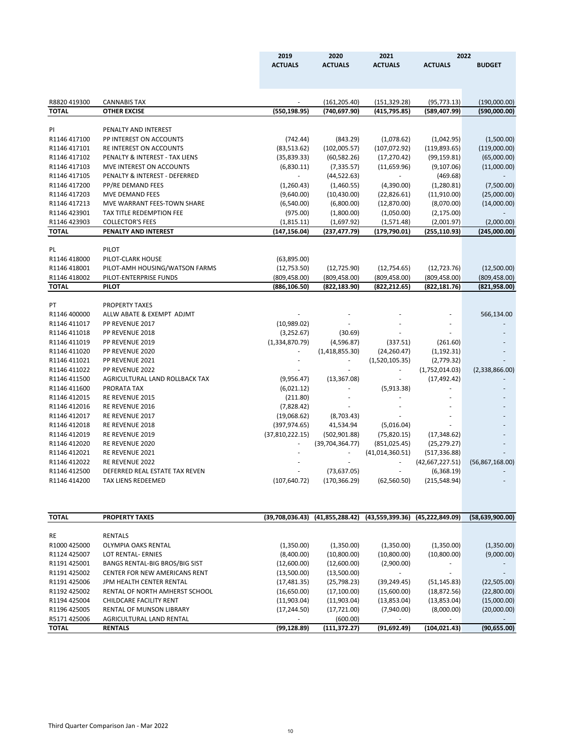| | | 2019 ACTUALS | 2020 ACTUALS | 2021 ACTUALS | 2022 ACTUALS | 2022 BUDGET |
|---|---|---|---|---|---|---|
| R8820 419300 | CANNABIS TAX | - | (161,205.40) | (151,329.28) | (95,773.13) | (190,000.00) |
| **TOTAL** | **OTHER EXCISE** | **(550,198.95)** | **(740,697.90)** | **(415,795.85)** | **(589,407.99)** | **(590,000.00)** |
| | | | | | | |
| PI | PENALTY AND INTEREST | | | | | |
| R1146 417100 | PP INTEREST ON ACCOUNTS | (742.44) | (843.29) | (1,078.62) | (1,042.95) | (1,500.00) |
| R1146 417101 | RE INTEREST ON ACCOUNTS | (83,513.62) | (102,005.57) | (107,072.92) | (119,893.65) | (119,000.00) |
| R1146 417102 | PENALTY & INTEREST - TAX LIENS | (35,839.33) | (60,582.26) | (17,270.42) | (99,159.81) | (65,000.00) |
| R1146 417103 | MVE INTEREST ON ACCOUNTS | (6,830.11) | (7,335.57) | (11,659.96) | (9,107.06) | (11,000.00) |
| R1146 417105 | PENALTY & INTEREST - DEFERRED | - | (44,522.63) | - | (469.68) | - |
| R1146 417200 | PP/RE DEMAND FEES | (1,260.43) | (1,460.55) | (4,390.00) | (1,280.81) | (7,500.00) |
| R1146 417203 | MVE DEMAND FEES | (9,640.00) | (10,430.00) | (22,826.61) | (11,910.00) | (25,000.00) |
| R1146 417213 | MVE WARRANT FEES-TOWN SHARE | (6,540.00) | (6,800.00) | (12,870.00) | (8,070.00) | (14,000.00) |
| R1146 423901 | TAX TITLE REDEMPTION FEE | (975.00) | (1,800.00) | (1,050.00) | (2,175.00) | - |
| R1146 423903 | COLLECTOR'S FEES | (1,815.11) | (1,697.92) | (1,571.48) | (2,001.97) | (2,000.00) |
| **TOTAL** | **PENALTY AND INTEREST** | **(147,156.04)** | **(237,477.79)** | **(179,790.01)** | **(255,110.93)** | **(245,000.00)** |
| | | | | | | |
| PL | PILOT | | | | | |
| R1146 418000 | PILOT-CLARK HOUSE | (63,895.00) | | | | |
| R1146 418001 | PILOT-AMH HOUSING/WATSON FARMS | (12,753.50) | (12,725.90) | (12,754.65) | (12,723.76) | (12,500.00) |
| R1146 418002 | PILOT-ENTERPRISE FUNDS | (809,458.00) | (809,458.00) | (809,458.00) | (809,458.00) | (809,458.00) |
| **TOTAL** | **PILOT** | **(886,106.50)** | **(822,183.90)** | **(822,212.65)** | **(822,181.76)** | **(821,958.00)** |
| | | | | | | |
| PT | PROPERTY TAXES | | | | | |
| R1146 400000 | ALLW ABATE & EXEMPT ADJMT | - | - | - | - | 566,134.00 |
| R1146 411017 | PP REVENUE 2017 | (10,989.02) | - | - | - | - |
| R1146 411018 | PP REVENUE 2018 | (3,252.67) | (30.69) | - | - | - |
| R1146 411019 | PP REVENUE 2019 | (1,334,870.79) | (4,596.87) | (337.51) | (261.60) | - |
| R1146 411020 | PP REVENUE 2020 | - | (1,418,855.30) | (24,260.47) | (1,192.31) | - |
| R1146 411021 | PP REVENUE 2021 | - | - | (1,520,105.35) | (2,779.32) | - |
| R1146 411022 | PP REVENUE 2022 | - | - | - | (1,752,014.03) | (2,338,866.00) |
| R1146 411500 | AGRICULTURAL LAND ROLLBACK TAX | (9,956.47) | (13,367.08) | - | (17,492.42) | - |
| R1146 411600 | PRORATA TAX | (6,021.12) | - | (5,913.38) | - | - |
| R1146 412015 | RE REVENUE 2015 | (211.80) | - | - | - | - |
| R1146 412016 | RE REVENUE 2016 | (7,828.42) | - | - | - | - |
| R1146 412017 | RE REVENUE 2017 | (19,068.62) | (8,703.43) | - | - | - |
| R1146 412018 | RE REVENUE 2018 | (397,974.65) | 41,534.94 | (5,016.04) | - | - |
| R1146 412019 | RE REVENUE 2019 | (37,810,222.15) | (502,901.88) | (75,820.15) | (17,348.62) | - |
| R1146 412020 | RE REVENUE 2020 | - | (39,704,364.77) | (851,025.45) | (25,279.27) | - |
| R1146 412021 | RE REVENUE 2021 | - | - | (41,014,360.51) | (517,336.88) | - |
| R1146 412022 | RE REVENUE 2022 | - | - | - | (42,667,227.51) | (56,867,168.00) |
| R1146 412500 | DEFERRED REAL ESTATE TAX REVEN | - | (73,637.05) | - | (6,368.19) | - |
| R1146 414200 | TAX LIENS REDEEMED | (107,640.72) | (170,366.29) | (62,560.50) | (215,548.94) | - |
| **TOTAL** | **PROPERTY TAXES** | **(39,708,036.43)** | **(41,855,288.42)** | **(43,559,399.36)** | **(45,222,849.09)** | **(58,639,900.00)** |
| | | | | | | |
| RE | RENTALS | | | | | |
| R1000 425000 | OLYMPIA OAKS RENTAL | (1,350.00) | (1,350.00) | (1,350.00) | (1,350.00) | (1,350.00) |
| R1124 425007 | LOT RENTAL- ERNIES | (8,400.00) | (10,800.00) | (10,800.00) | (10,800.00) | (9,000.00) |
| R1191 425001 | BANGS RENTAL-BIG BROS/BIG SIST | (12,600.00) | (12,600.00) | (2,900.00) | - | - |
| R1191 425002 | CENTER FOR NEW AMERICANS RENT | (13,500.00) | (13,500.00) | - | - | - |
| R1191 425006 | JPM HEALTH CENTER RENTAL | (17,481.35) | (25,798.23) | (39,249.45) | (51,145.83) | (22,505.00) |
| R1192 425002 | RENTAL OF NORTH AMHERST SCHOOL | (16,650.00) | (17,100.00) | (15,600.00) | (18,872.56) | (22,800.00) |
| R1194 425004 | CHILDCARE FACILITY RENT | (11,903.04) | (11,903.04) | (13,853.04) | (13,853.04) | (15,000.00) |
| R1196 425005 | RENTAL OF MUNSON LIBRARY | (17,244.50) | (17,721.00) | (7,940.00) | (8,000.00) | (20,000.00) |
| R5171 425006 | AGRICULTURAL LAND RENTAL | - | (600.00) | - | - | - |
| **TOTAL** | **RENTALS** | **(99,128.89)** | **(111,372.27)** | **(91,692.49)** | **(104,021.43)** | **(90,655.00)** |

Third Quarter Comparison Jan - Mar 2022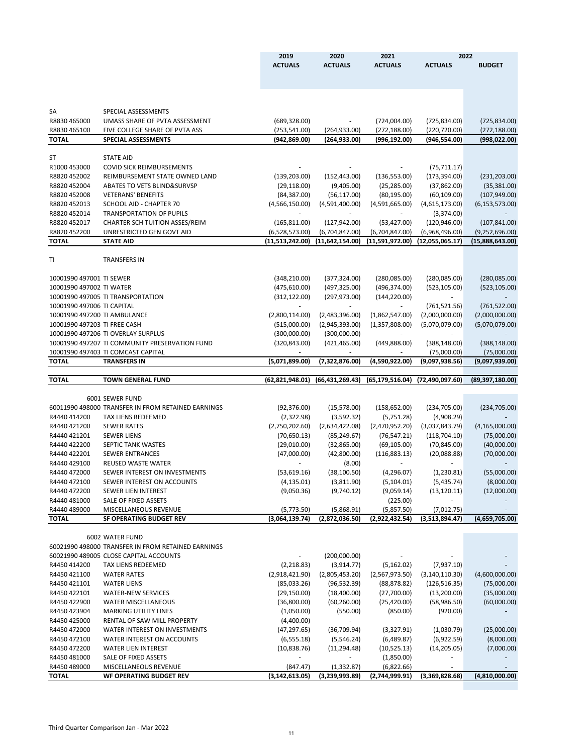| | | 2019 | 2020 | 2021 | 2022 | |
|---|---|---|---|---|---|---|
| | | ACTUALS | ACTUALS | ACTUALS | ACTUALS | BUDGET |
| SA | SPECIAL ASSESSMENTS | | | | | |
| R8830 465000 | UMASS SHARE OF PVTA ASSESSMENT | (689,328.00) | - | (724,004.00) | (725,834.00) | (725,834.00) |
| R8830 465100 | FIVE COLLEGE SHARE OF PVTA ASS | (253,541.00) | (264,933.00) | (272,188.00) | (220,720.00) | (272,188.00) |
| **TOTAL** | **SPECIAL ASSESSMENTS** | **(942,869.00)** | **(264,933.00)** | **(996,192.00)** | **(946,554.00)** | **(998,022.00)** |
| ST | STATE AID | | | | | |
| R1000 453000 | COVID SICK REIMBURSEMENTS | - | - | - | (75,711.17) | |
| R8820 452002 | REIMBURSEMENT STATE OWNED LAND | (139,203.00) | (152,443.00) | (136,553.00) | (173,394.00) | (231,203.00) |
| R8820 452004 | ABATES TO VETS BLIND&SURVSP | (29,118.00) | (9,405.00) | (25,285.00) | (37,862.00) | (35,381.00) |
| R8820 452008 | VETERANS' BENEFITS | (84,387.00) | (56,117.00) | (80,195.00) | (60,109.00) | (107,949.00) |
| R8820 452013 | SCHOOL AID - CHAPTER 70 | (4,566,150.00) | (4,591,400.00) | (4,591,665.00) | (4,615,173.00) | (6,153,573.00) |
| R8820 452014 | TRANSPORTATION OF PUPILS | - | - | - | (3,374.00) | - |
| R8820 452017 | CHARTER SCH TUITION ASSES/REIM | (165,811.00) | (127,942.00) | (53,427.00) | (120,946.00) | (107,841.00) |
| R8820 452200 | UNRESTRICTED GEN GOVT AID | (6,528,573.00) | (6,704,847.00) | (6,704,847.00) | (6,968,496.00) | (9,252,696.00) |
| **TOTAL** | **STATE AID** | **(11,513,242.00)** | **(11,642,154.00)** | **(11,591,972.00)** | **(12,055,065.17)** | **(15,888,643.00)** |
| TI | TRANSFERS IN | | | | | |
| 10001990 497001 | TI SEWER | (348,210.00) | (377,324.00) | (280,085.00) | (280,085.00) | (280,085.00) |
| 10001990 497002 | TI WATER | (475,610.00) | (497,325.00) | (496,374.00) | (523,105.00) | (523,105.00) |
| 10001990 497005 | TI TRANSPORTATION | (312,122.00) | (297,973.00) | (144,220.00) | - | - |
| 10001990 497006 | TI CAPITAL | - | - | - | (761,521.56) | (761,522.00) |
| 10001990 497200 | TI AMBULANCE | (2,800,114.00) | (2,483,396.00) | (1,862,547.00) | (2,000,000.00) | (2,000,000.00) |
| 10001990 497203 | TI FREE CASH | (515,000.00) | (2,945,393.00) | (1,357,808.00) | (5,070,079.00) | (5,070,079.00) |
| 10001990 497206 | TI OVERLAY SURPLUS | (300,000.00) | (300,000.00) | - | - | - |
| 10001990 497207 | TI COMMUNITY PRESERVATION FUND | (320,843.00) | (421,465.00) | (449,888.00) | (388,148.00) | (388,148.00) |
| 10001990 497403 | TI COMCAST CAPITAL | - | - | - | (75,000.00) | (75,000.00) |
| **TOTAL** | **TRANSFERS IN** | **(5,071,899.00)** | **(7,322,876.00)** | **(4,590,922.00)** | **(9,097,938.56)** | **(9,097,939.00)** |
| **TOTAL** | **TOWN GENERAL FUND** | **(62,821,948.01)** | **(66,431,269.43)** | **(65,179,516.04)** | **(72,490,097.60)** | **(89,397,180.00)** |
| | 6001 SEWER FUND | | | | | |
| 60011990 498000 | TRANSFER IN FROM RETAINED EARNINGS | (92,376.00) | (15,578.00) | (158,652.00) | (234,705.00) | (234,705.00) |
| R4440 414200 | TAX LIENS REDEEMED | (2,322.98) | (3,592.32) | (5,751.28) | (4,908.29) | - |
| R4440 421200 | SEWER RATES | (2,750,202.60) | (2,634,422.08) | (2,470,952.20) | (3,037,843.79) | (4,165,000.00) |
| R4440 421201 | SEWER LIENS | (70,650.13) | (85,249.67) | (76,547.21) | (118,704.10) | (75,000.00) |
| R4440 422200 | SEPTIC TANK WASTES | (29,010.00) | (32,865.00) | (69,105.00) | (70,845.00) | (40,000.00) |
| R4440 422201 | SEWER ENTRANCES | (47,000.00) | (42,800.00) | (116,883.13) | (20,088.88) | (70,000.00) |
| R4440 429100 | REUSED WASTE WATER | - | (8.00) | - | - | - |
| R4440 472000 | SEWER INTEREST ON INVESTMENTS | (53,619.16) | (38,100.50) | (4,296.07) | (1,230.81) | (55,000.00) |
| R4440 472100 | SEWER INTEREST ON ACCOUNTS | (4,135.01) | (3,811.90) | (5,104.01) | (5,435.74) | (8,000.00) |
| R4440 472200 | SEWER LIEN INTEREST | (9,050.36) | (9,740.12) | (9,059.14) | (13,120.11) | (12,000.00) |
| R4440 481000 | SALE OF FIXED ASSETS | - | - | (225.00) | - | - |
| R4440 489000 | MISCELLANEOUS REVENUE | (5,773.50) | (5,868.91) | (5,857.50) | (7,012.75) | - |
| **TOTAL** | **SF OPERATING BUDGET REV** | **(3,064,139.74)** | **(2,872,036.50)** | **(2,922,432.54)** | **(3,513,894.47)** | **(4,659,705.00)** |
| | 6002 WATER FUND | | | | | |
| 60021990 498000 | TRANSFER IN FROM RETAINED EARNINGS | | | | | |
| 60021990 489005 | CLOSE CAPITAL ACCOUNTS | - | (200,000.00) | - | - | - |
| R4450 414200 | TAX LIENS REDEEMED | (2,218.83) | (3,914.77) | (5,162.02) | (7,937.10) | - |
| R4450 421100 | WATER RATES | (2,918,421.90) | (2,805,453.20) | (2,567,973.50) | (3,140,110.30) | (4,600,000.00) |
| R4450 421101 | WATER LIENS | (85,033.26) | (96,532.39) | (88,878.82) | (126,516.35) | (75,000.00) |
| R4450 422101 | WATER-NEW SERVICES | (29,150.00) | (18,400.00) | (27,700.00) | (13,200.00) | (35,000.00) |
| R4450 422900 | WATER MISCELLANEOUS | (36,800.00) | (60,260.00) | (25,420.00) | (58,986.50) | (60,000.00) |
| R4450 423904 | MARKING UTILITY LINES | (1,050.00) | (550.00) | (850.00) | (920.00) | - |
| R4450 425000 | RENTAL OF SAW MILL PROPERTY | (4,400.00) | - | - | - | - |
| R4450 472000 | WATER INTEREST ON INVESTMENTS | (47,297.65) | (36,709.94) | (3,327.91) | (1,030.79) | (25,000.00) |
| R4450 472100 | WATER INTEREST ON ACCOUNTS | (6,555.18) | (5,546.24) | (6,489.87) | (6,922.59) | (8,000.00) |
| R4450 472200 | WATER LIEN INTEREST | (10,838.76) | (11,294.48) | (10,525.13) | (14,205.05) | (7,000.00) |
| R4450 481000 | SALE OF FIXED ASSETS | - | - | (1,850.00) | - | - |
| R4450 489000 | MISCELLANEOUS REVENUE | (847.47) | (1,332.87) | (6,822.66) | - | - |
| **TOTAL** | **WF OPERATING BUDGET REV** | **(3,142,613.05)** | **(3,239,993.89)** | **(2,744,999.91)** | **(3,369,828.68)** | **(4,810,000.00)** |

Third Quarter Comparison Jan - Mar 2022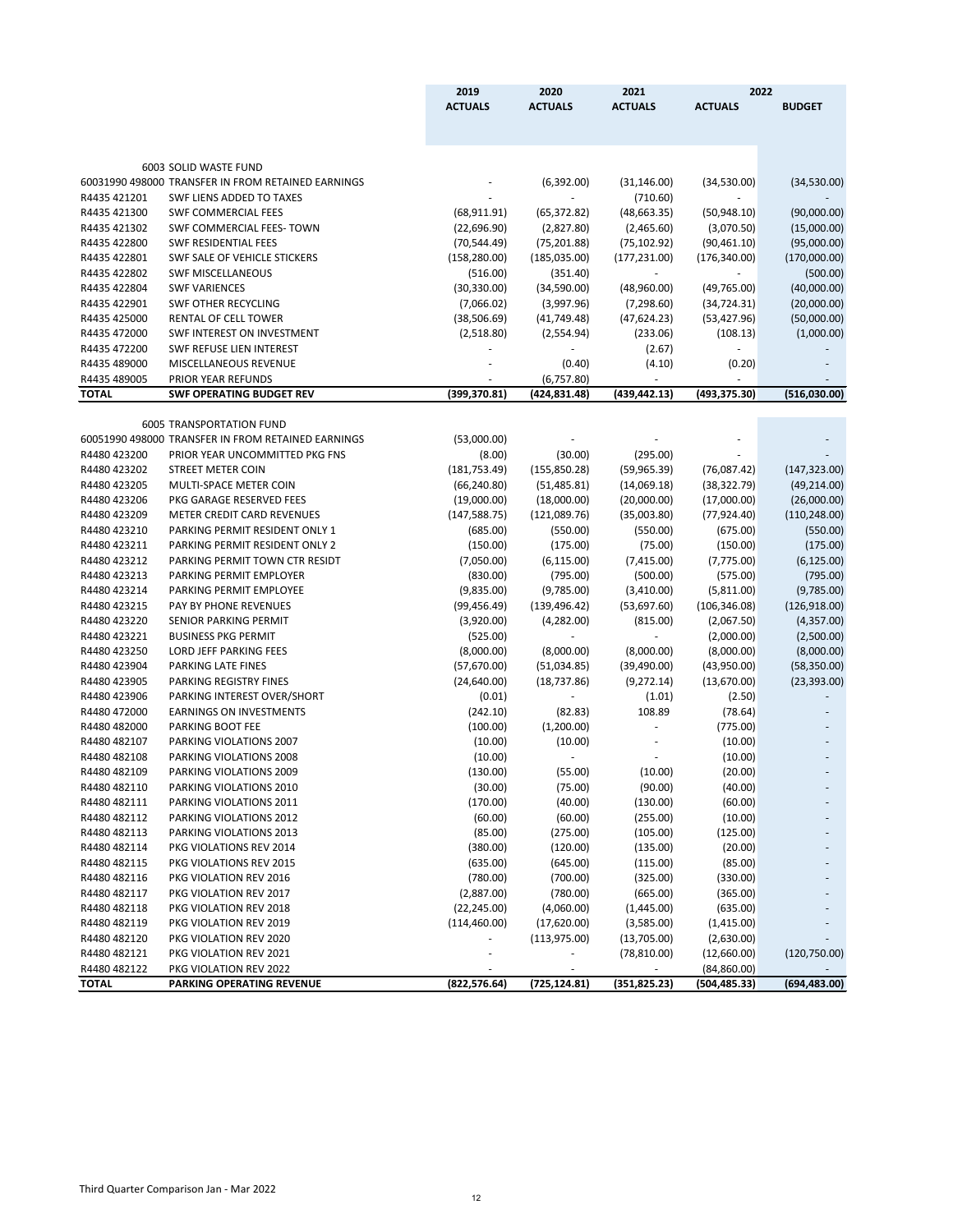| | | 2019 | 2020 | 2021 | 2022 | |
|---|---|---|---|---|---|---|
| | | ACTUALS | ACTUALS | ACTUALS | ACTUALS | BUDGET |
| | 6003 SOLID WASTE FUND | | | | | |
| 60031990 498000 | TRANSFER IN FROM RETAINED EARNINGS | - | (6,392.00) | (31,146.00) | (34,530.00) | (34,530.00) |
| R4435 421201 | SWF LIENS ADDED TO TAXES | - | - | (710.60) | - | - |
| R4435 421300 | SWF COMMERCIAL FEES | (68,911.91) | (65,372.82) | (48,663.35) | (50,948.10) | (90,000.00) |
| R4435 421302 | SWF COMMERCIAL FEES- TOWN | (22,696.90) | (2,827.80) | (2,465.60) | (3,070.50) | (15,000.00) |
| R4435 422800 | SWF RESIDENTIAL FEES | (70,544.49) | (75,201.88) | (75,102.92) | (90,461.10) | (95,000.00) |
| R4435 422801 | SWF SALE OF VEHICLE STICKERS | (158,280.00) | (185,035.00) | (177,231.00) | (176,340.00) | (170,000.00) |
| R4435 422802 | SWF MISCELLANEOUS | (516.00) | (351.40) | - | - | (500.00) |
| R4435 422804 | SWF VARIENCES | (30,330.00) | (34,590.00) | (48,960.00) | (49,765.00) | (40,000.00) |
| R4435 422901 | SWF OTHER RECYCLING | (7,066.02) | (3,997.96) | (7,298.60) | (34,724.31) | (20,000.00) |
| R4435 425000 | RENTAL OF CELL TOWER | (38,506.69) | (41,749.48) | (47,624.23) | (53,427.96) | (50,000.00) |
| R4435 472000 | SWF INTEREST ON INVESTMENT | (2,518.80) | (2,554.94) | (233.06) | (108.13) | (1,000.00) |
| R4435 472200 | SWF REFUSE LIEN INTEREST | - | - | (2.67) | - | - |
| R4435 489000 | MISCELLANEOUS REVENUE | - | (0.40) | (4.10) | (0.20) | - |
| R4435 489005 | PRIOR YEAR REFUNDS | - | (6,757.80) | - | - | - |
| **TOTAL** | **SWF OPERATING BUDGET REV** | **(399,370.81)** | **(424,831.48)** | **(439,442.13)** | **(493,375.30)** | **(516,030.00)** |
| | 6005 TRANSPORTATION FUND | | | | | |
| 60051990 498000 | TRANSFER IN FROM RETAINED EARNINGS | (53,000.00) | - | - | - | - |
| R4480 423200 | PRIOR YEAR UNCOMMITTED PKG FNS | (8.00) | (30.00) | (295.00) | - | - |
| R4480 423202 | STREET METER COIN | (181,753.49) | (155,850.28) | (59,965.39) | (76,087.42) | (147,323.00) |
| R4480 423205 | MULTI-SPACE METER COIN | (66,240.80) | (51,485.81) | (14,069.18) | (38,322.79) | (49,214.00) |
| R4480 423206 | PKG GARAGE RESERVED FEES | (19,000.00) | (18,000.00) | (20,000.00) | (17,000.00) | (26,000.00) |
| R4480 423209 | METER CREDIT CARD REVENUES | (147,588.75) | (121,089.76) | (35,003.80) | (77,924.40) | (110,248.00) |
| R4480 423210 | PARKING PERMIT RESIDENT ONLY 1 | (685.00) | (550.00) | (550.00) | (675.00) | (550.00) |
| R4480 423211 | PARKING PERMIT RESIDENT ONLY 2 | (150.00) | (175.00) | (75.00) | (150.00) | (175.00) |
| R4480 423212 | PARKING PERMIT TOWN CTR RESIDT | (7,050.00) | (6,115.00) | (7,415.00) | (7,775.00) | (6,125.00) |
| R4480 423213 | PARKING PERMIT EMPLOYER | (830.00) | (795.00) | (500.00) | (575.00) | (795.00) |
| R4480 423214 | PARKING PERMIT EMPLOYEE | (9,835.00) | (9,785.00) | (3,410.00) | (5,811.00) | (9,785.00) |
| R4480 423215 | PAY BY PHONE REVENUES | (99,456.49) | (139,496.42) | (53,697.60) | (106,346.08) | (126,918.00) |
| R4480 423220 | SENIOR PARKING PERMIT | (3,920.00) | (4,282.00) | (815.00) | (2,067.50) | (4,357.00) |
| R4480 423221 | BUSINESS PKG PERMIT | (525.00) | - | - | (2,000.00) | (2,500.00) |
| R4480 423250 | LORD JEFF PARKING FEES | (8,000.00) | (8,000.00) | (8,000.00) | (8,000.00) | (8,000.00) |
| R4480 423904 | PARKING LATE FINES | (57,670.00) | (51,034.85) | (39,490.00) | (43,950.00) | (58,350.00) |
| R4480 423905 | PARKING REGISTRY FINES | (24,640.00) | (18,737.86) | (9,272.14) | (13,670.00) | (23,393.00) |
| R4480 423906 | PARKING INTEREST OVER/SHORT | (0.01) | - | (1.01) | (2.50) | - |
| R4480 472000 | EARNINGS ON INVESTMENTS | (242.10) | (82.83) | 108.89 | (78.64) | - |
| R4480 482000 | PARKING BOOT FEE | (100.00) | (1,200.00) | - | (775.00) | - |
| R4480 482107 | PARKING VIOLATIONS 2007 | (10.00) | (10.00) | - | (10.00) | - |
| R4480 482108 | PARKING VIOLATIONS 2008 | (10.00) | - | - | (10.00) | - |
| R4480 482109 | PARKING VIOLATIONS 2009 | (130.00) | (55.00) | (10.00) | (20.00) | - |
| R4480 482110 | PARKING VIOLATIONS 2010 | (30.00) | (75.00) | (90.00) | (40.00) | - |
| R4480 482111 | PARKING VIOLATIONS 2011 | (170.00) | (40.00) | (130.00) | (60.00) | - |
| R4480 482112 | PARKING VIOLATIONS 2012 | (60.00) | (60.00) | (255.00) | (10.00) | - |
| R4480 482113 | PARKING VIOLATIONS 2013 | (85.00) | (275.00) | (105.00) | (125.00) | - |
| R4480 482114 | PKG VIOLATIONS REV 2014 | (380.00) | (120.00) | (135.00) | (20.00) | - |
| R4480 482115 | PKG VIOLATIONS REV 2015 | (635.00) | (645.00) | (115.00) | (85.00) | - |
| R4480 482116 | PKG VIOLATION REV 2016 | (780.00) | (700.00) | (325.00) | (330.00) | - |
| R4480 482117 | PKG VIOLATION REV 2017 | (2,887.00) | (780.00) | (665.00) | (365.00) | - |
| R4480 482118 | PKG VIOLATION REV 2018 | (22,245.00) | (4,060.00) | (1,445.00) | (635.00) | - |
| R4480 482119 | PKG VIOLATION REV 2019 | (114,460.00) | (17,620.00) | (3,585.00) | (1,415.00) | - |
| R4480 482120 | PKG VIOLATION REV 2020 | - | (113,975.00) | (13,705.00) | (2,630.00) | - |
| R4480 482121 | PKG VIOLATION REV 2021 | - | - | (78,810.00) | (12,660.00) | (120,750.00) |
| R4480 482122 | PKG VIOLATION REV 2022 | - | - | - | (84,860.00) | - |
| **TOTAL** | **PARKING OPERATING REVENUE** | **(822,576.64)** | **(725,124.81)** | **(351,825.23)** | **(504,485.33)** | **(694,483.00)** |

Third Quarter Comparison Jan - Mar 2022